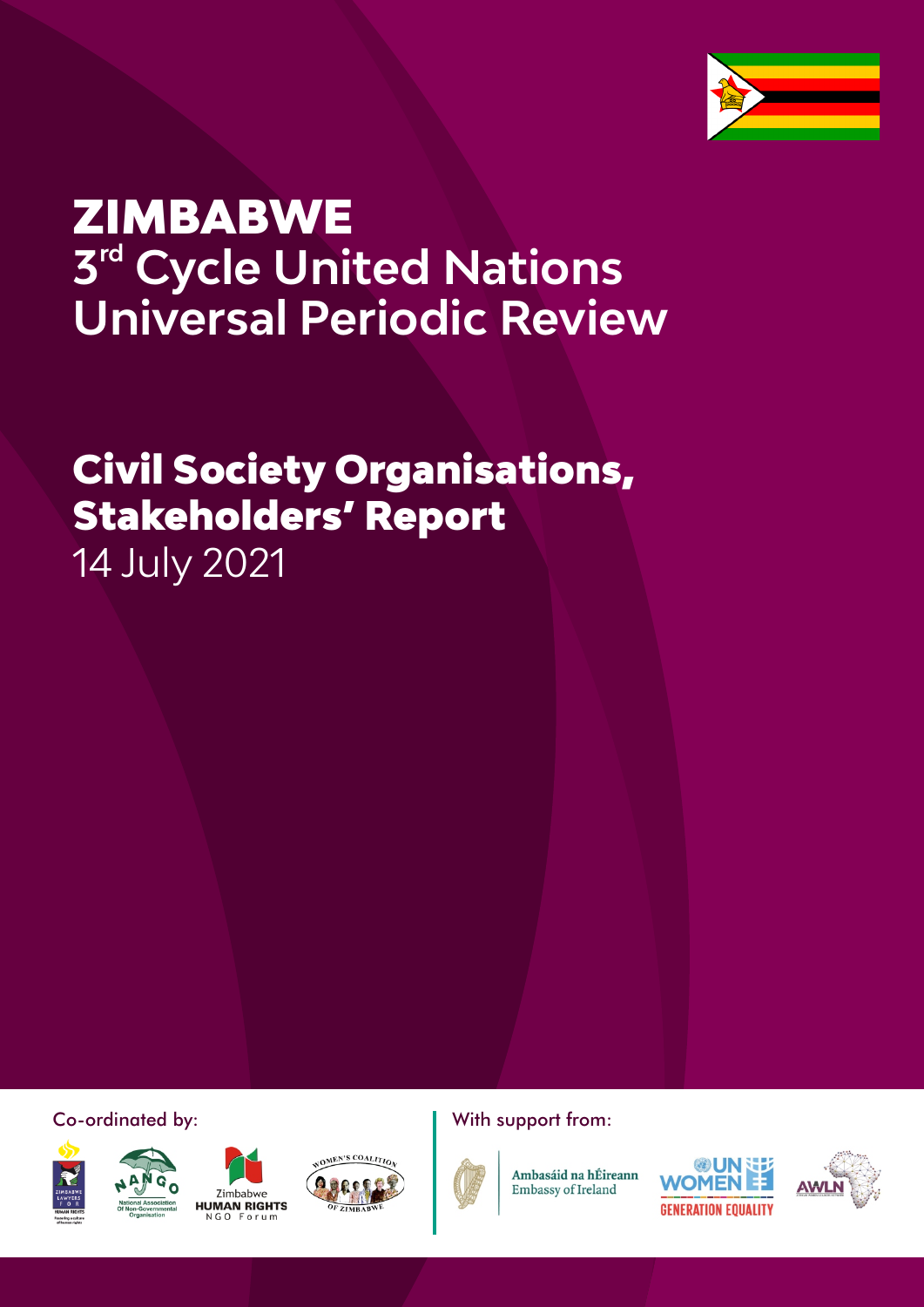# ZIMBABWE
## 3rd Cycle United Nations Universal Periodic Review

# Civil Society Organisations, Stakeholders' Report
14 July 2021

Co-ordinated by:

ZIMBABWE LAWYERS FOR HUMAN RIGHTS — Promoting a culture of human rights

NANGO — National Association Of Non-Governmental Organisation

Zimbabwe HUMAN RIGHTS NGO Forum

WOMEN'S COALITION OF ZIMBABWE

With support from:

Ambasáid na hÉireann — Embassy of Ireland

UN WOMEN — GENERATION EQUALITY

AWLN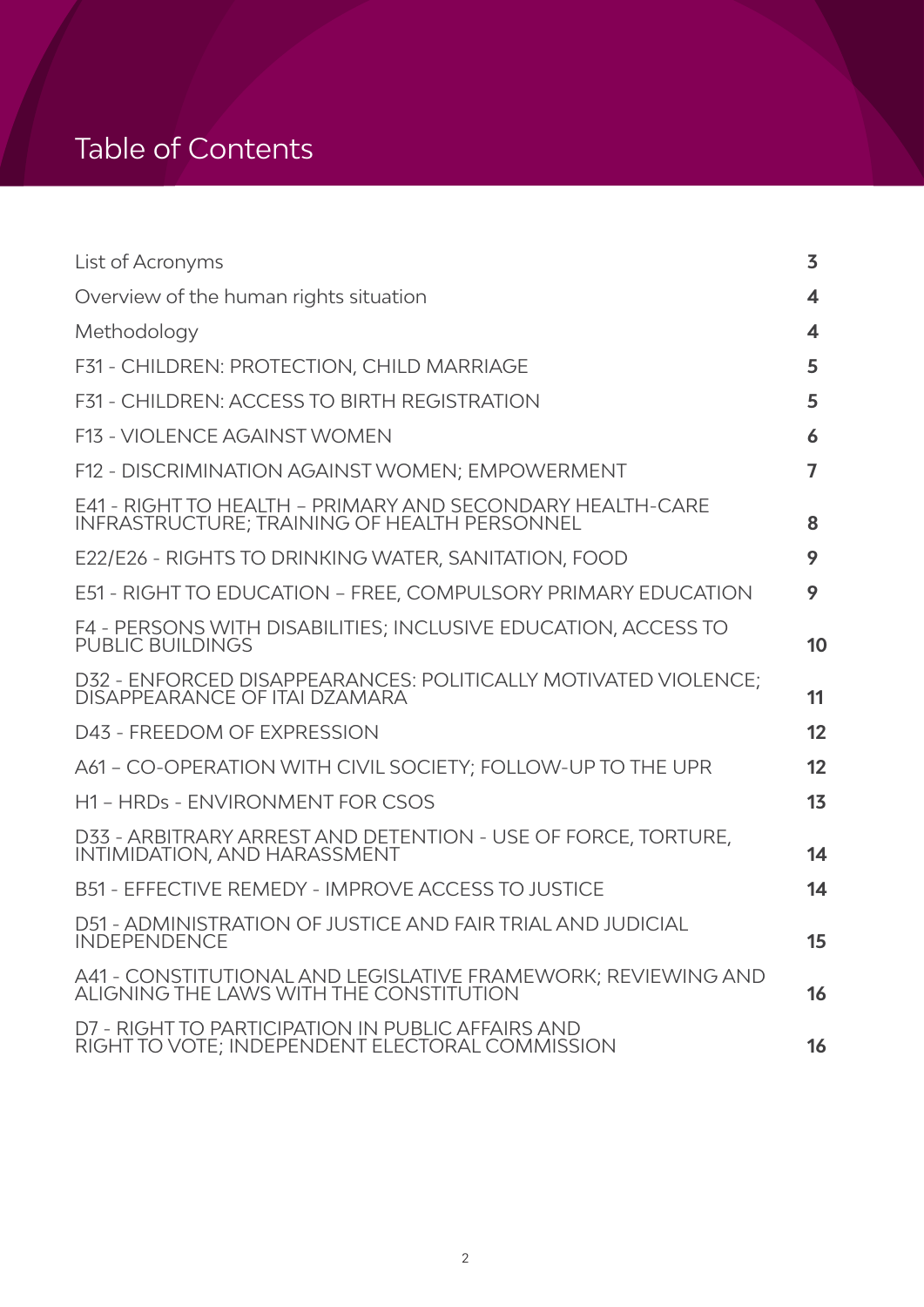# Table of Contents

| | |
|---|---|
| List of Acronyms | 3 |
| Overview of the human rights situation | 4 |
| Methodology | 4 |
| F31 - CHILDREN: PROTECTION, CHILD MARRIAGE | 5 |
| F31 - CHILDREN: ACCESS TO BIRTH REGISTRATION | 5 |
| F13 - VIOLENCE AGAINST WOMEN | 6 |
| F12 - DISCRIMINATION AGAINST WOMEN; EMPOWERMENT | 7 |
| E41 - RIGHT TO HEALTH – PRIMARY AND SECONDARY HEALTH-CARE INFRASTRUCTURE; TRAINING OF HEALTH PERSONNEL | 8 |
| E22/E26 - RIGHTS TO DRINKING WATER, SANITATION, FOOD | 9 |
| E51 - RIGHT TO EDUCATION – FREE, COMPULSORY PRIMARY EDUCATION | 9 |
| F4 - PERSONS WITH DISABILITIES; INCLUSIVE EDUCATION, ACCESS TO PUBLIC BUILDINGS | 10 |
| D32 - ENFORCED DISAPPEARANCES: POLITICALLY MOTIVATED VIOLENCE; DISAPPEARANCE OF ITAI DZAMARA | 11 |
| D43 - FREEDOM OF EXPRESSION | 12 |
| A61 – CO-OPERATION WITH CIVIL SOCIETY; FOLLOW-UP TO THE UPR | 12 |
| H1 – HRDs - ENVIRONMENT FOR CSOS | 13 |
| D33 - ARBITRARY ARREST AND DETENTION - USE OF FORCE, TORTURE, INTIMIDATION, AND HARASSMENT | 14 |
| B51 - EFFECTIVE REMEDY - IMPROVE ACCESS TO JUSTICE | 14 |
| D51 - ADMINISTRATION OF JUSTICE AND FAIR TRIAL AND JUDICIAL INDEPENDENCE | 15 |
| A41 - CONSTITUTIONAL AND LEGISLATIVE FRAMEWORK; REVIEWING AND ALIGNING THE LAWS WITH THE CONSTITUTION | 16 |
| D7 - RIGHT TO PARTICIPATION IN PUBLIC AFFAIRS AND RIGHT TO VOTE; INDEPENDENT ELECTORAL COMMISSION | 16 |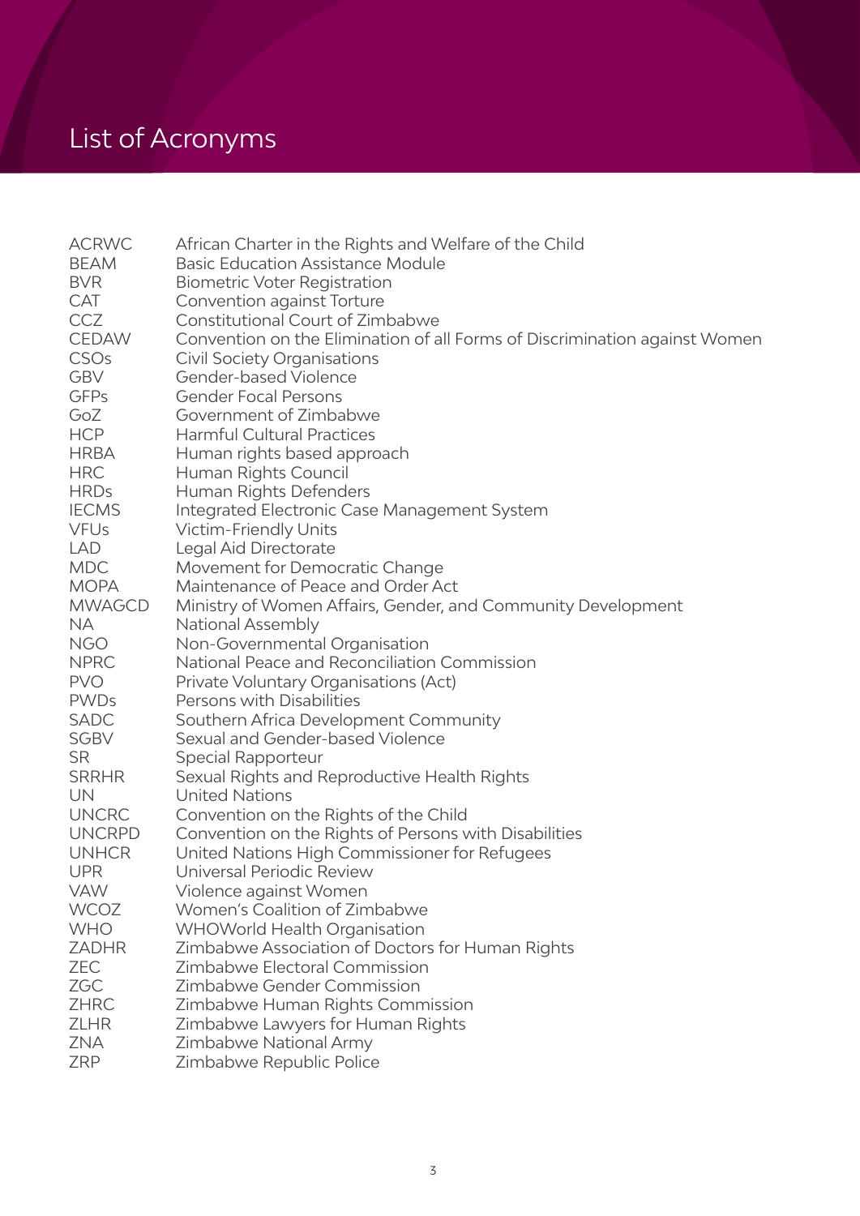# List of Acronyms

| | |
|---|---|
| ACRWC | African Charter in the Rights and Welfare of the Child |
| BEAM | Basic Education Assistance Module |
| BVR | Biometric Voter Registration |
| CAT | Convention against Torture |
| CCZ | Constitutional Court of Zimbabwe |
| CEDAW | Convention on the Elimination of all Forms of Discrimination against Women |
| CSOs | Civil Society Organisations |
| GBV | Gender-based Violence |
| GFPs | Gender Focal Persons |
| GoZ | Government of Zimbabwe |
| HCP | Harmful Cultural Practices |
| HRBA | Human rights based approach |
| HRC | Human Rights Council |
| HRDs | Human Rights Defenders |
| IECMS | Integrated Electronic Case Management System |
| VFUs | Victim-Friendly Units |
| LAD | Legal Aid Directorate |
| MDC | Movement for Democratic Change |
| MOPA | Maintenance of Peace and Order Act |
| MWAGCD | Ministry of Women Affairs, Gender, and Community Development |
| NA | National Assembly |
| NGO | Non-Governmental Organisation |
| NPRC | National Peace and Reconciliation Commission |
| PVO | Private Voluntary Organisations (Act) |
| PWDs | Persons with Disabilities |
| SADC | Southern Africa Development Community |
| SGBV | Sexual and Gender-based Violence |
| SR | Special Rapporteur |
| SRRHR | Sexual Rights and Reproductive Health Rights |
| UN | United Nations |
| UNCRC | Convention on the Rights of the Child |
| UNCRPD | Convention on the Rights of Persons with Disabilities |
| UNHCR | United Nations High Commissioner for Refugees |
| UPR | Universal Periodic Review |
| VAW | Violence against Women |
| WCOZ | Women's Coalition of Zimbabwe |
| WHO | WHOWorld Health Organisation |
| ZADHR | Zimbabwe Association of Doctors for Human Rights |
| ZEC | Zimbabwe Electoral Commission |
| ZGC | Zimbabwe Gender Commission |
| ZHRC | Zimbabwe Human Rights Commission |
| ZLHR | Zimbabwe Lawyers for Human Rights |
| ZNA | Zimbabwe National Army |
| ZRP | Zimbabwe Republic Police |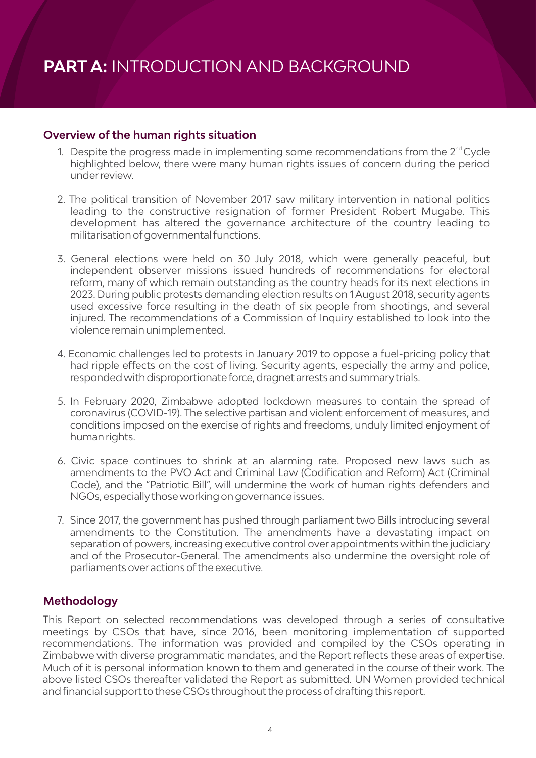# **PART A:** INTRODUCTION AND BACKGROUND

## Overview of the human rights situation

1. Despite the progress made in implementing some recommendations from the 2nd Cycle highlighted below, there were many human rights issues of concern during the period under review.

2. The political transition of November 2017 saw military intervention in national politics leading to the constructive resignation of former President Robert Mugabe. This development has altered the governance architecture of the country leading to militarisation of governmental functions.

3. General elections were held on 30 July 2018, which were generally peaceful, but independent observer missions issued hundreds of recommendations for electoral reform, many of which remain outstanding as the country heads for its next elections in 2023. During public protests demanding election results on 1 August 2018, security agents used excessive force resulting in the death of six people from shootings, and several injured. The recommendations of a Commission of Inquiry established to look into the violence remain unimplemented.

4. Economic challenges led to protests in January 2019 to oppose a fuel-pricing policy that had ripple effects on the cost of living. Security agents, especially the army and police, responded with disproportionate force, dragnet arrests and summary trials.

5. In February 2020, Zimbabwe adopted lockdown measures to contain the spread of coronavirus (COVID-19). The selective partisan and violent enforcement of measures, and conditions imposed on the exercise of rights and freedoms, unduly limited enjoyment of human rights.

6. Civic space continues to shrink at an alarming rate. Proposed new laws such as amendments to the PVO Act and Criminal Law (Codification and Reform) Act (Criminal Code), and the "Patriotic Bill", will undermine the work of human rights defenders and NGOs, especially those working on governance issues.

7. Since 2017, the government has pushed through parliament two Bills introducing several amendments to the Constitution. The amendments have a devastating impact on separation of powers, increasing executive control over appointments within the judiciary and of the Prosecutor-General. The amendments also undermine the oversight role of parliaments over actions of the executive.

## Methodology

This Report on selected recommendations was developed through a series of consultative meetings by CSOs that have, since 2016, been monitoring implementation of supported recommendations. The information was provided and compiled by the CSOs operating in Zimbabwe with diverse programmatic mandates, and the Report reflects these areas of expertise. Much of it is personal information known to them and generated in the course of their work. The above listed CSOs thereafter validated the Report as submitted. UN Women provided technical and financial support to these CSOs throughout the process of drafting this report.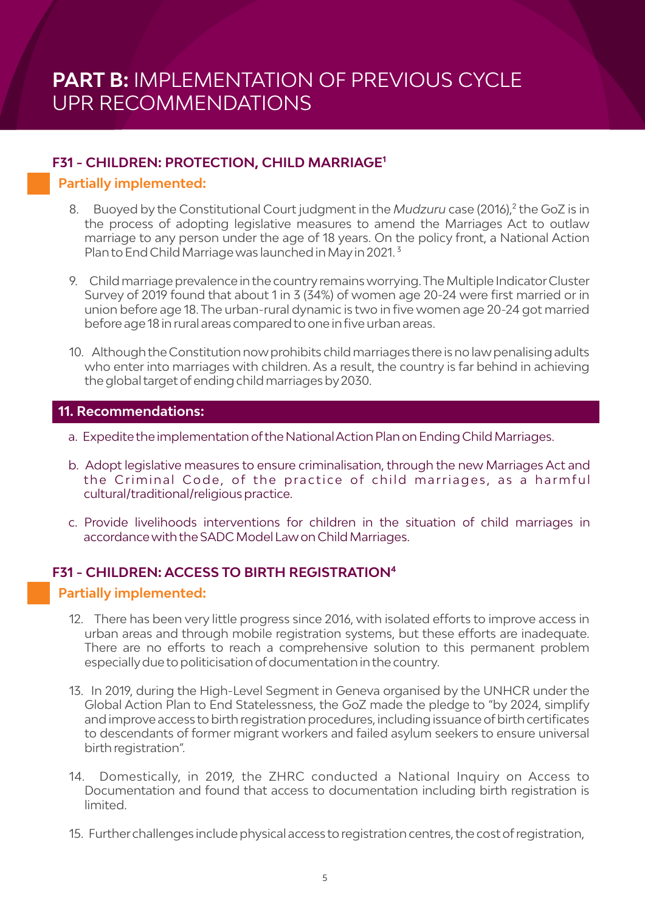# **PART B:** IMPLEMENTATION OF PREVIOUS CYCLE UPR RECOMMENDATIONS

## F31 - CHILDREN: PROTECTION, CHILD MARRIAGE[1]

### Partially implemented:

8. Buoyed by the Constitutional Court judgment in the *Mudzuru* case (2016),[2] the GoZ is in the process of adopting legislative measures to amend the Marriages Act to outlaw marriage to any person under the age of 18 years. On the policy front, a National Action Plan to End Child Marriage was launched in May in 2021.[3]

9. Child marriage prevalence in the country remains worrying. The Multiple Indicator Cluster Survey of 2019 found that about 1 in 3 (34%) of women age 20-24 were first married or in union before age 18. The urban-rural dynamic is two in five women age 20-24 got married before age 18 in rural areas compared to one in five urban areas.

10. Although the Constitution now prohibits child marriages there is no law penalising adults who enter into marriages with children. As a result, the country is far behind in achieving the global target of ending child marriages by 2030.

### 11. Recommendations:

a. Expedite the implementation of the National Action Plan on Ending Child Marriages.

b. Adopt legislative measures to ensure criminalisation, through the new Marriages Act and the Criminal Code, of the practice of child marriages, as a harmful cultural/traditional/religious practice.

c. Provide livelihoods interventions for children in the situation of child marriages in accordance with the SADC Model Law on Child Marriages.

## F31 - CHILDREN: ACCESS TO BIRTH REGISTRATION[4]

### Partially implemented:

12. There has been very little progress since 2016, with isolated efforts to improve access in urban areas and through mobile registration systems, but these efforts are inadequate. There are no efforts to reach a comprehensive solution to this permanent problem especially due to politicisation of documentation in the country.

13. In 2019, during the High-Level Segment in Geneva organised by the UNHCR under the Global Action Plan to End Statelessness, the GoZ made the pledge to "by 2024, simplify and improve access to birth registration procedures, including issuance of birth certificates to descendants of former migrant workers and failed asylum seekers to ensure universal birth registration".

14. Domestically, in 2019, the ZHRC conducted a National Inquiry on Access to Documentation and found that access to documentation including birth registration is limited.

15. Further challenges include physical access to registration centres, the cost of registration,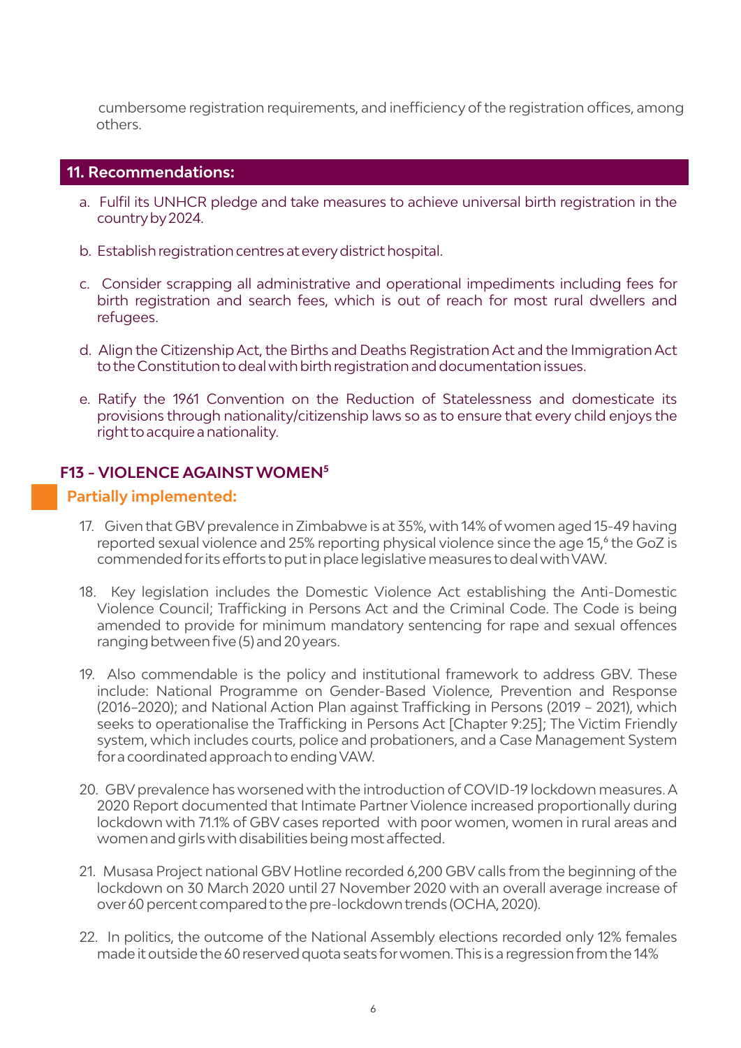cumbersome registration requirements, and inefficiency of the registration offices, among others.

## 11. Recommendations:

a. Fulfil its UNHCR pledge and take measures to achieve universal birth registration in the country by 2024.

b. Establish registration centres at every district hospital.

c. Consider scrapping all administrative and operational impediments including fees for birth registration and search fees, which is out of reach for most rural dwellers and refugees.

d. Align the Citizenship Act, the Births and Deaths Registration Act and the Immigration Act to the Constitution to deal with birth registration and documentation issues.

e. Ratify the 1961 Convention on the Reduction of Statelessness and domesticate its provisions through nationality/citizenship laws so as to ensure that every child enjoys the right to acquire a nationality.

## F13 – VIOLENCE AGAINST WOMEN[5]

### Partially implemented:

17. Given that GBV prevalence in Zimbabwe is at 35%, with 14% of women aged 15-49 having reported sexual violence and 25% reporting physical violence since the age 15,[6] the GoZ is commended for its efforts to put in place legislative measures to deal with VAW.

18. Key legislation includes the Domestic Violence Act establishing the Anti-Domestic Violence Council; Trafficking in Persons Act and the Criminal Code. The Code is being amended to provide for minimum mandatory sentencing for rape and sexual offences ranging between five (5) and 20 years.

19. Also commendable is the policy and institutional framework to address GBV. These include: National Programme on Gender-Based Violence, Prevention and Response (2016–2020); and National Action Plan against Trafficking in Persons (2019 – 2021), which seeks to operationalise the Trafficking in Persons Act [Chapter 9:25]; The Victim Friendly system, which includes courts, police and probationers, and a Case Management System for a coordinated approach to ending VAW.

20. GBV prevalence has worsened with the introduction of COVID-19 lockdown measures. A 2020 Report documented that Intimate Partner Violence increased proportionally during lockdown with 71.1% of GBV cases reported with poor women, women in rural areas and women and girls with disabilities being most affected.

21. Musasa Project national GBV Hotline recorded 6,200 GBV calls from the beginning of the lockdown on 30 March 2020 until 27 November 2020 with an overall average increase of over 60 percent compared to the pre-lockdown trends (OCHA, 2020).

22. In politics, the outcome of the National Assembly elections recorded only 12% females made it outside the 60 reserved quota seats for women. This is a regression from the 14%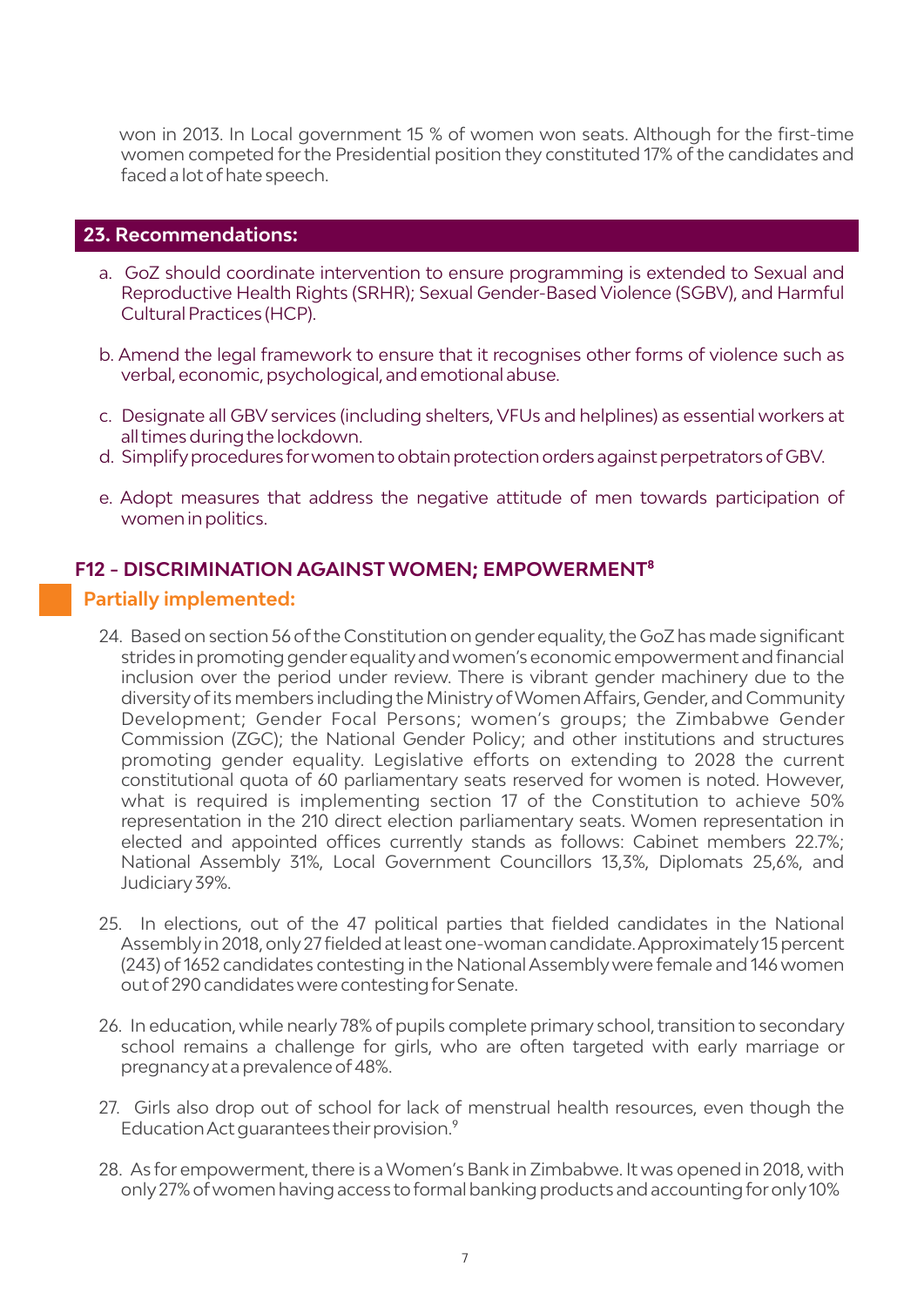won in 2013. In Local government 15 % of women won seats. Although for the first-time women competed for the Presidential position they constituted 17% of the candidates and faced a lot of hate speech.

## 23. Recommendations:

a. GoZ should coordinate intervention to ensure programming is extended to Sexual and Reproductive Health Rights (SRHR); Sexual Gender-Based Violence (SGBV), and Harmful Cultural Practices (HCP).

b. Amend the legal framework to ensure that it recognises other forms of violence such as verbal, economic, psychological, and emotional abuse.

c. Designate all GBV services (including shelters, VFUs and helplines) as essential workers at all times during the lockdown.

d. Simplify procedures for women to obtain protection orders against perpetrators of GBV.

e. Adopt measures that address the negative attitude of men towards participation of women in politics.

## F12 - DISCRIMINATION AGAINST WOMEN; EMPOWERMENT[8]

### Partially implemented:

24. Based on section 56 of the Constitution on gender equality, the GoZ has made significant strides in promoting gender equality and women's economic empowerment and financial inclusion over the period under review. There is vibrant gender machinery due to the diversity of its members including the Ministry of Women Affairs, Gender, and Community Development; Gender Focal Persons; women's groups; the Zimbabwe Gender Commission (ZGC); the National Gender Policy; and other institutions and structures promoting gender equality. Legislative efforts on extending to 2028 the current constitutional quota of 60 parliamentary seats reserved for women is noted. However, what is required is implementing section 17 of the Constitution to achieve 50% representation in the 210 direct election parliamentary seats. Women representation in elected and appointed offices currently stands as follows: Cabinet members 22.7%; National Assembly 31%, Local Government Councillors 13,3%, Diplomats 25,6%, and Judiciary 39%.

25. In elections, out of the 47 political parties that fielded candidates in the National Assembly in 2018, only 27 fielded at least one-woman candidate. Approximately 15 percent (243) of 1652 candidates contesting in the National Assembly were female and 146 women out of 290 candidates were contesting for Senate.

26. In education, while nearly 78% of pupils complete primary school, transition to secondary school remains a challenge for girls, who are often targeted with early marriage or pregnancy at a prevalence of 48%.

27. Girls also drop out of school for lack of menstrual health resources, even though the Education Act guarantees their provision.[9]

28. As for empowerment, there is a Women's Bank in Zimbabwe. It was opened in 2018, with only 27% of women having access to formal banking products and accounting for only 10%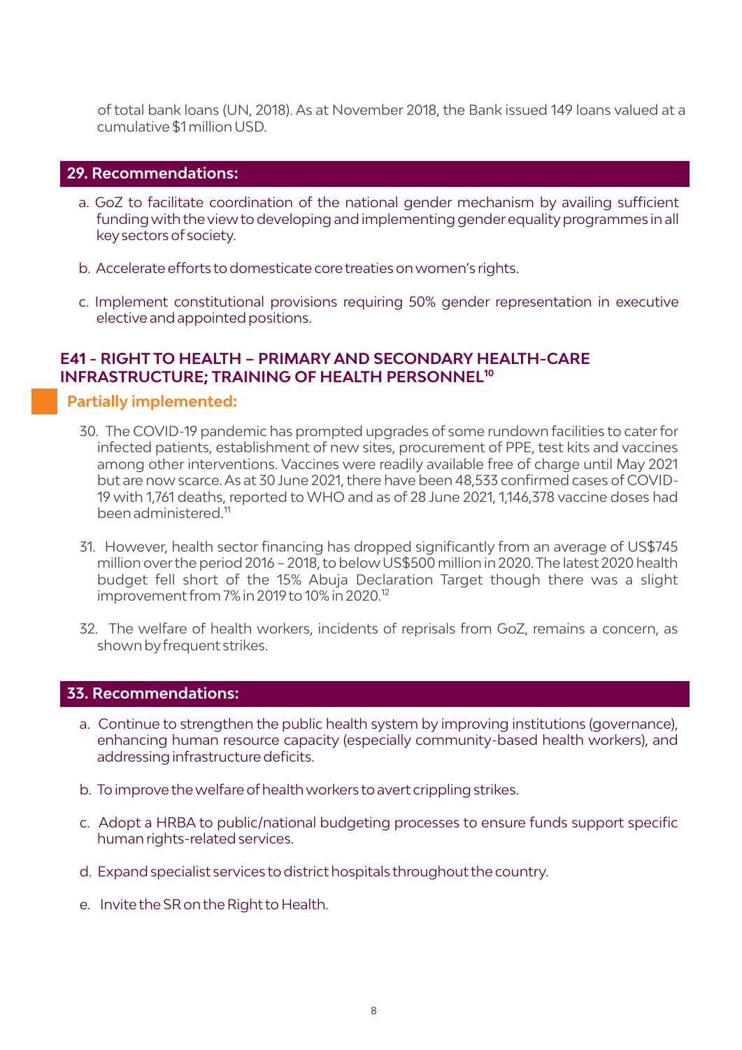of total bank loans (UN, 2018). As at November 2018, the Bank issued 149 loans valued at a cumulative $1 million USD.

## 29. Recommendations:

a. GoZ to facilitate coordination of the national gender mechanism by availing sufficient funding with the view to developing and implementing gender equality programmes in all key sectors of society.

b. Accelerate efforts to domesticate core treaties on women's rights.

c. Implement constitutional provisions requiring 50% gender representation in executive elective and appointed positions.

## E41 - RIGHT TO HEALTH – PRIMARY AND SECONDARY HEALTH-CARE INFRASTRUCTURE; TRAINING OF HEALTH PERSONNEL[10]

### Partially implemented:

30. The COVID-19 pandemic has prompted upgrades of some rundown facilities to cater for infected patients, establishment of new sites, procurement of PPE, test kits and vaccines among other interventions. Vaccines were readily available free of charge until May 2021 but are now scarce. As at 30 June 2021, there have been 48,533 confirmed cases of COVID-19 with 1,761 deaths, reported to WHO and as of 28 June 2021, 1,146,378 vaccine doses had been administered.[11]

31. However, health sector financing has dropped significantly from an average of US$745 million over the period 2016 – 2018, to below US$500 million in 2020. The latest 2020 health budget fell short of the 15% Abuja Declaration Target though there was a slight improvement from 7% in 2019 to 10% in 2020.[12]

32. The welfare of health workers, incidents of reprisals from GoZ, remains a concern, as shown by frequent strikes.

## 33. Recommendations:

a. Continue to strengthen the public health system by improving institutions (governance), enhancing human resource capacity (especially community-based health workers), and addressing infrastructure deficits.

b. To improve the welfare of health workers to avert crippling strikes.

c. Adopt a HRBA to public/national budgeting processes to ensure funds support specific human rights-related services.

d. Expand specialist services to district hospitals throughout the country.

e. Invite the SR on the Right to Health.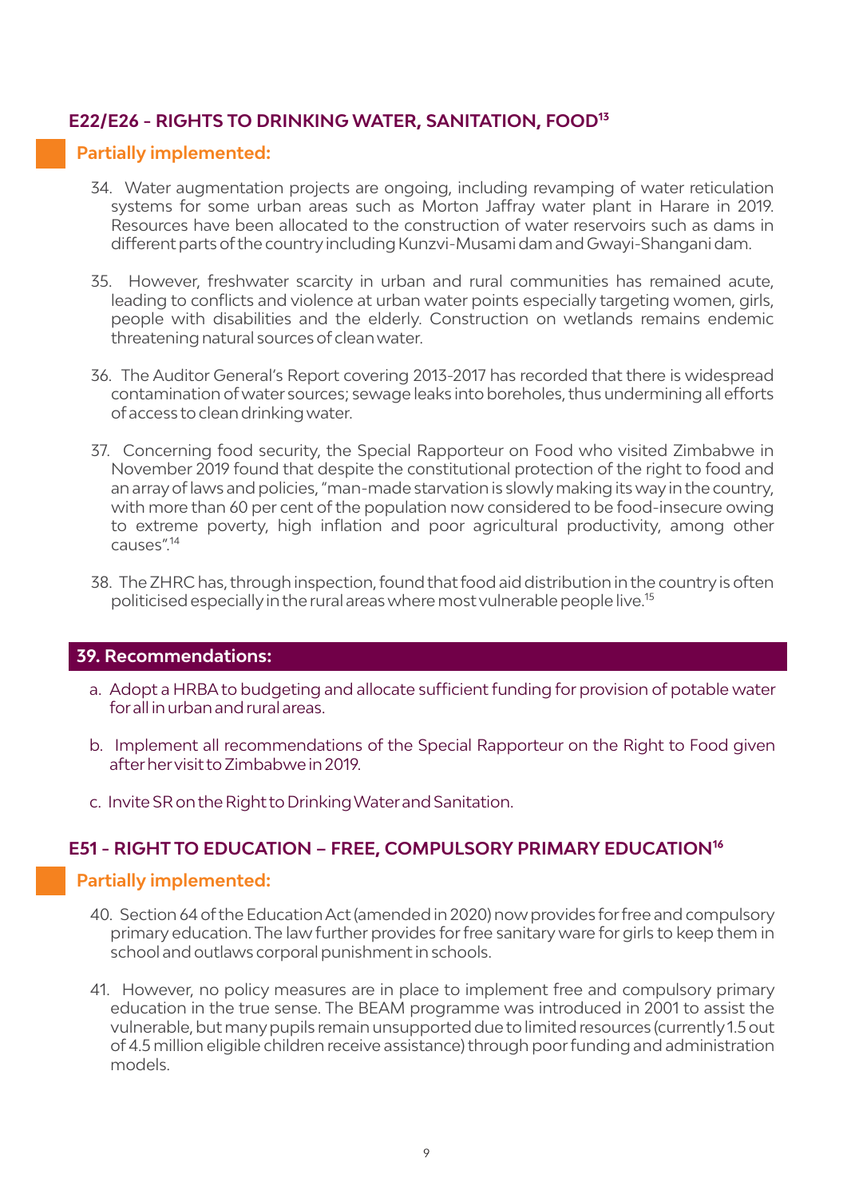## E22/E26 - RIGHTS TO DRINKING WATER, SANITATION, FOOD[13]

### Partially implemented:

34. Water augmentation projects are ongoing, including revamping of water reticulation systems for some urban areas such as Morton Jaffray water plant in Harare in 2019. Resources have been allocated to the construction of water reservoirs such as dams in different parts of the country including Kunzvi-Musami dam and Gwayi-Shangani dam.

35. However, freshwater scarcity in urban and rural communities has remained acute, leading to conflicts and violence at urban water points especially targeting women, girls, people with disabilities and the elderly. Construction on wetlands remains endemic threatening natural sources of clean water.

36. The Auditor General's Report covering 2013-2017 has recorded that there is widespread contamination of water sources; sewage leaks into boreholes, thus undermining all efforts of access to clean drinking water.

37. Concerning food security, the Special Rapporteur on Food who visited Zimbabwe in November 2019 found that despite the constitutional protection of the right to food and an array of laws and policies, "man-made starvation is slowly making its way in the country, with more than 60 per cent of the population now considered to be food-insecure owing to extreme poverty, high inflation and poor agricultural productivity, among other causes".[14]

38. The ZHRC has, through inspection, found that food aid distribution in the country is often politicised especially in the rural areas where most vulnerable people live.[15]

### 39. Recommendations:

a. Adopt a HRBA to budgeting and allocate sufficient funding for provision of potable water for all in urban and rural areas.

b. Implement all recommendations of the Special Rapporteur on the Right to Food given after her visit to Zimbabwe in 2019.

c. Invite SR on the Right to Drinking Water and Sanitation.

## E51 - RIGHT TO EDUCATION – FREE, COMPULSORY PRIMARY EDUCATION[16]

### Partially implemented:

40. Section 64 of the Education Act (amended in 2020) now provides for free and compulsory primary education. The law further provides for free sanitary ware for girls to keep them in school and outlaws corporal punishment in schools.

41. However, no policy measures are in place to implement free and compulsory primary education in the true sense. The BEAM programme was introduced in 2001 to assist the vulnerable, but many pupils remain unsupported due to limited resources (currently 1.5 out of 4.5 million eligible children receive assistance) through poor funding and administration models.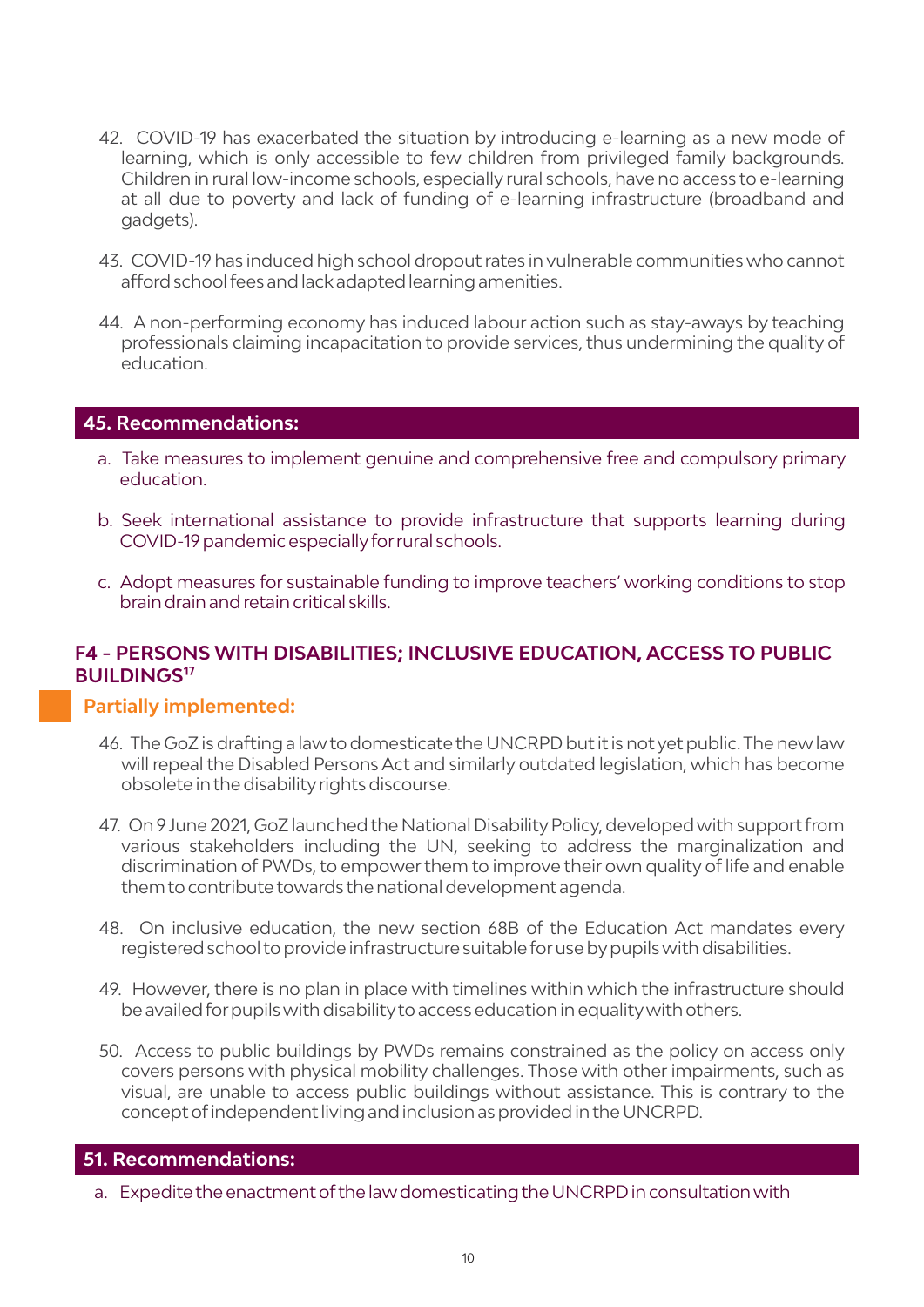42. COVID-19 has exacerbated the situation by introducing e-learning as a new mode of learning, which is only accessible to few children from privileged family backgrounds. Children in rural low-income schools, especially rural schools, have no access to e-learning at all due to poverty and lack of funding of e-learning infrastructure (broadband and gadgets).

43. COVID-19 has induced high school dropout rates in vulnerable communities who cannot afford school fees and lack adapted learning amenities.

44. A non-performing economy has induced labour action such as stay-aways by teaching professionals claiming incapacitation to provide services, thus undermining the quality of education.

**45. Recommendations:**

a. Take measures to implement genuine and comprehensive free and compulsory primary education.

b. Seek international assistance to provide infrastructure that supports learning during COVID-19 pandemic especially for rural schools.

c. Adopt measures for sustainable funding to improve teachers' working conditions to stop brain drain and retain critical skills.

## F4 - PERSONS WITH DISABILITIES; INCLUSIVE EDUCATION, ACCESS TO PUBLIC BUILDINGS[17]

**Partially implemented:**

46. The GoZ is drafting a law to domesticate the UNCRPD but it is not yet public. The new law will repeal the Disabled Persons Act and similarly outdated legislation, which has become obsolete in the disability rights discourse.

47. On 9 June 2021, GoZ launched the National Disability Policy, developed with support from various stakeholders including the UN, seeking to address the marginalization and discrimination of PWDs, to empower them to improve their own quality of life and enable them to contribute towards the national development agenda.

48. On inclusive education, the new section 68B of the Education Act mandates every registered school to provide infrastructure suitable for use by pupils with disabilities.

49. However, there is no plan in place with timelines within which the infrastructure should be availed for pupils with disability to access education in equality with others.

50. Access to public buildings by PWDs remains constrained as the policy on access only covers persons with physical mobility challenges. Those with other impairments, such as visual, are unable to access public buildings without assistance. This is contrary to the concept of independent living and inclusion as provided in the UNCRPD.

**51. Recommendations:**

a. Expedite the enactment of the law domesticating the UNCRPD in consultation with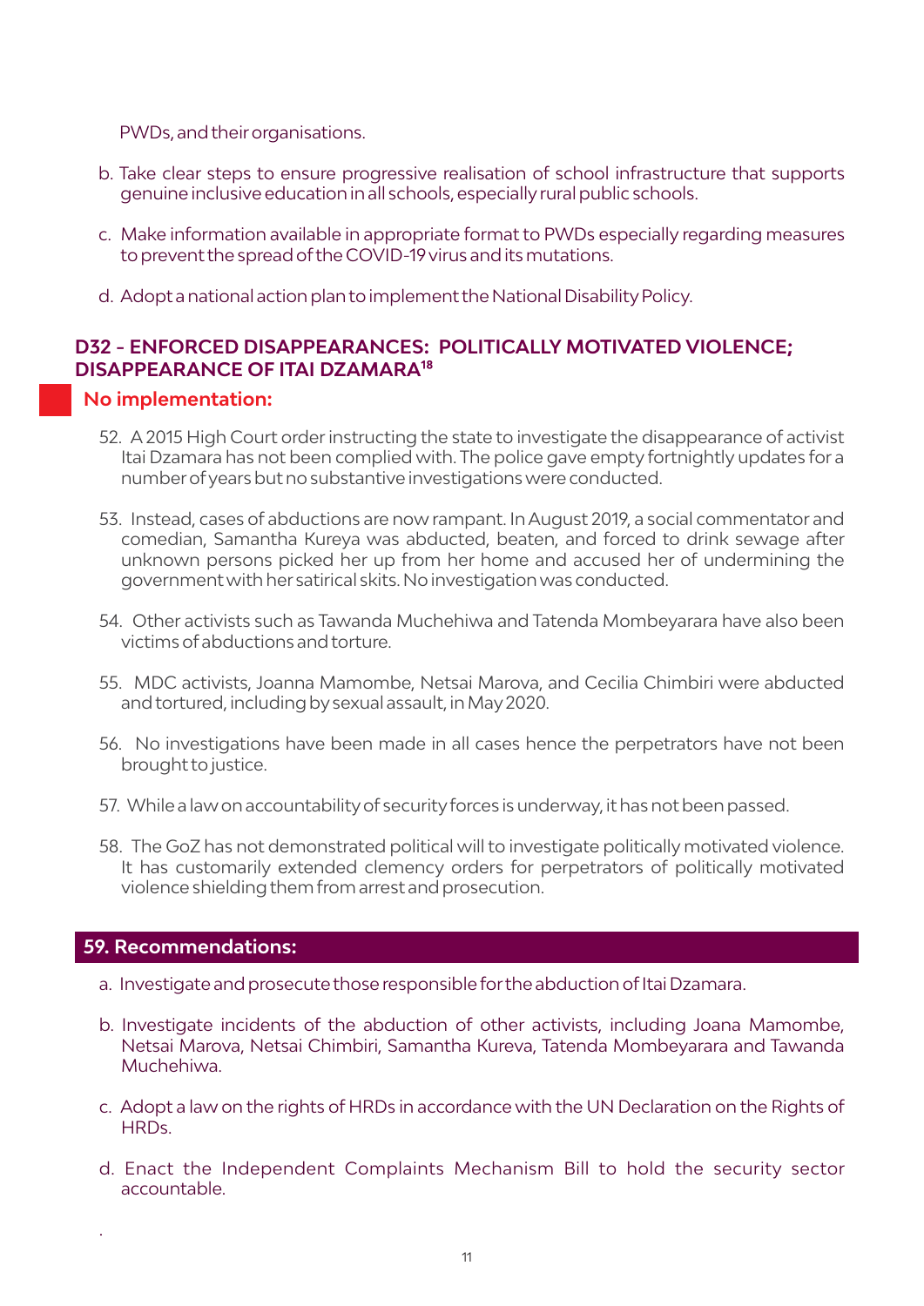PWDs, and their organisations.

b. Take clear steps to ensure progressive realisation of school infrastructure that supports genuine inclusive education in all schools, especially rural public schools.

c. Make information available in appropriate format to PWDs especially regarding measures to prevent the spread of the COVID-19 virus and its mutations.

d. Adopt a national action plan to implement the National Disability Policy.

## D32 - ENFORCED DISAPPEARANCES: POLITICALLY MOTIVATED VIOLENCE; DISAPPEARANCE OF ITAI DZAMARA[18]

**No implementation:**

52. A 2015 High Court order instructing the state to investigate the disappearance of activist Itai Dzamara has not been complied with. The police gave empty fortnightly updates for a number of years but no substantive investigations were conducted.

53. Instead, cases of abductions are now rampant. In August 2019, a social commentator and comedian, Samantha Kureya was abducted, beaten, and forced to drink sewage after unknown persons picked her up from her home and accused her of undermining the government with her satirical skits. No investigation was conducted.

54. Other activists such as Tawanda Muchehiwa and Tatenda Mombeyarara have also been victims of abductions and torture.

55. MDC activists, Joanna Mamombe, Netsai Marova, and Cecilia Chimbiri were abducted and tortured, including by sexual assault, in May 2020.

56. No investigations have been made in all cases hence the perpetrators have not been brought to justice.

57. While a law on accountability of security forces is underway, it has not been passed.

58. The GoZ has not demonstrated political will to investigate politically motivated violence. It has customarily extended clemency orders for perpetrators of politically motivated violence shielding them from arrest and prosecution.

**59. Recommendations:**

a. Investigate and prosecute those responsible for the abduction of Itai Dzamara.

b. Investigate incidents of the abduction of other activists, including Joana Mamombe, Netsai Marova, Netsai Chimbiri, Samantha Kureva, Tatenda Mombeyarara and Tawanda Muchehiwa.

c. Adopt a law on the rights of HRDs in accordance with the UN Declaration on the Rights of HRDs.

d. Enact the Independent Complaints Mechanism Bill to hold the security sector accountable.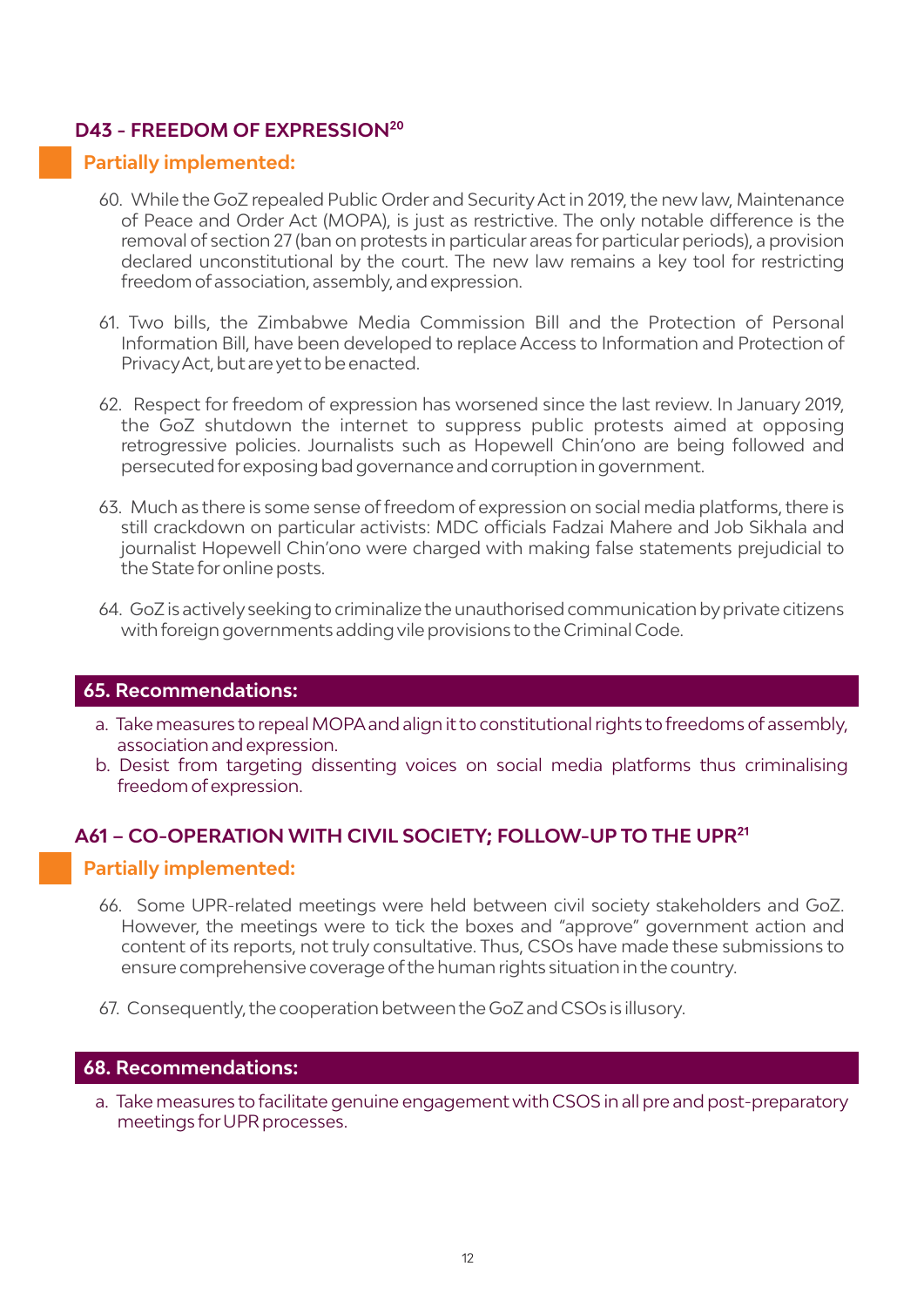## D43 - FREEDOM OF EXPRESSION[20]

**Partially implemented:**

60. While the GoZ repealed Public Order and Security Act in 2019, the new law, Maintenance of Peace and Order Act (MOPA), is just as restrictive. The only notable difference is the removal of section 27 (ban on protests in particular areas for particular periods), a provision declared unconstitutional by the court. The new law remains a key tool for restricting freedom of association, assembly, and expression.

61. Two bills, the Zimbabwe Media Commission Bill and the Protection of Personal Information Bill, have been developed to replace Access to Information and Protection of Privacy Act, but are yet to be enacted.

62. Respect for freedom of expression has worsened since the last review. In January 2019, the GoZ shutdown the internet to suppress public protests aimed at opposing retrogressive policies. Journalists such as Hopewell Chin'ono are being followed and persecuted for exposing bad governance and corruption in government.

63. Much as there is some sense of freedom of expression on social media platforms, there is still crackdown on particular activists: MDC officials Fadzai Mahere and Job Sikhala and journalist Hopewell Chin'ono were charged with making false statements prejudicial to the State for online posts.

64. GoZ is actively seeking to criminalize the unauthorised communication by private citizens with foreign governments adding vile provisions to the Criminal Code.

**65. Recommendations:**

a. Take measures to repeal MOPA and align it to constitutional rights to freedoms of assembly, association and expression.
b. Desist from targeting dissenting voices on social media platforms thus criminalising freedom of expression.

## A61 – CO-OPERATION WITH CIVIL SOCIETY; FOLLOW-UP TO THE UPR[21]

**Partially implemented:**

66. Some UPR-related meetings were held between civil society stakeholders and GoZ. However, the meetings were to tick the boxes and "approve" government action and content of its reports, not truly consultative. Thus, CSOs have made these submissions to ensure comprehensive coverage of the human rights situation in the country.

67. Consequently, the cooperation between the GoZ and CSOs is illusory.

**68. Recommendations:**

a. Take measures to facilitate genuine engagement with CSOS in all pre and post-preparatory meetings for UPR processes.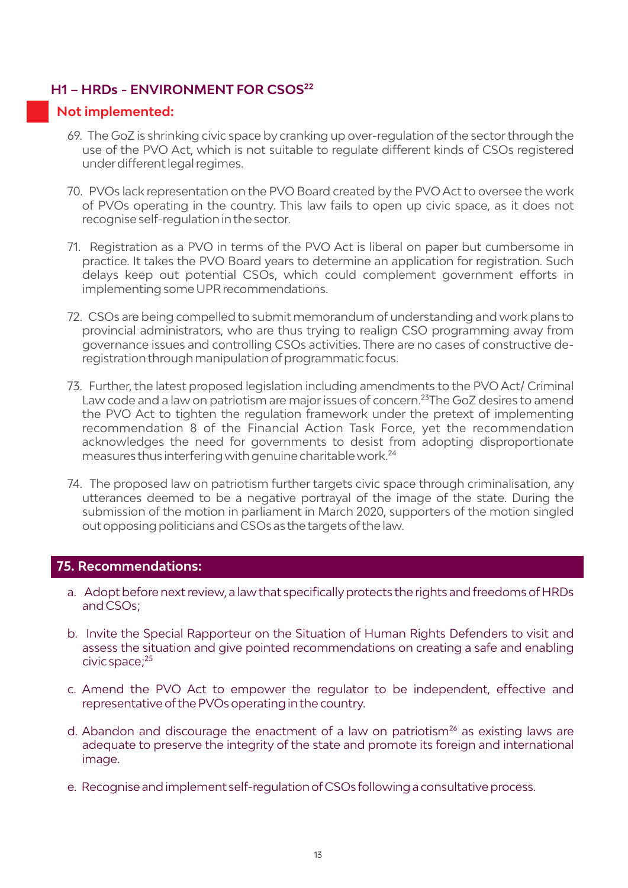## H1 – HRDs - ENVIRONMENT FOR CSOS[22]

### Not implemented:

69. The GoZ is shrinking civic space by cranking up over-regulation of the sector through the use of the PVO Act, which is not suitable to regulate different kinds of CSOs registered under different legal regimes.

70. PVOs lack representation on the PVO Board created by the PVO Act to oversee the work of PVOs operating in the country. This law fails to open up civic space, as it does not recognise self-regulation in the sector.

71. Registration as a PVO in terms of the PVO Act is liberal on paper but cumbersome in practice. It takes the PVO Board years to determine an application for registration. Such delays keep out potential CSOs, which could complement government efforts in implementing some UPR recommendations.

72. CSOs are being compelled to submit memorandum of understanding and work plans to provincial administrators, who are thus trying to realign CSO programming away from governance issues and controlling CSOs activities. There are no cases of constructive de-registration through manipulation of programmatic focus.

73. Further, the latest proposed legislation including amendments to the PVO Act/ Criminal Law code and a law on patriotism are major issues of concern.[23] The GoZ desires to amend the PVO Act to tighten the regulation framework under the pretext of implementing recommendation 8 of the Financial Action Task Force, yet the recommendation acknowledges the need for governments to desist from adopting disproportionate measures thus interfering with genuine charitable work.[24]

74. The proposed law on patriotism further targets civic space through criminalisation, any utterances deemed to be a negative portrayal of the image of the state. During the submission of the motion in parliament in March 2020, supporters of the motion singled out opposing politicians and CSOs as the targets of the law.

### 75. Recommendations:

a. Adopt before next review, a law that specifically protects the rights and freedoms of HRDs and CSOs;

b. Invite the Special Rapporteur on the Situation of Human Rights Defenders to visit and assess the situation and give pointed recommendations on creating a safe and enabling civic space;[25]

c. Amend the PVO Act to empower the regulator to be independent, effective and representative of the PVOs operating in the country.

d. Abandon and discourage the enactment of a law on patriotism[26] as existing laws are adequate to preserve the integrity of the state and promote its foreign and international image.

e. Recognise and implement self-regulation of CSOs following a consultative process.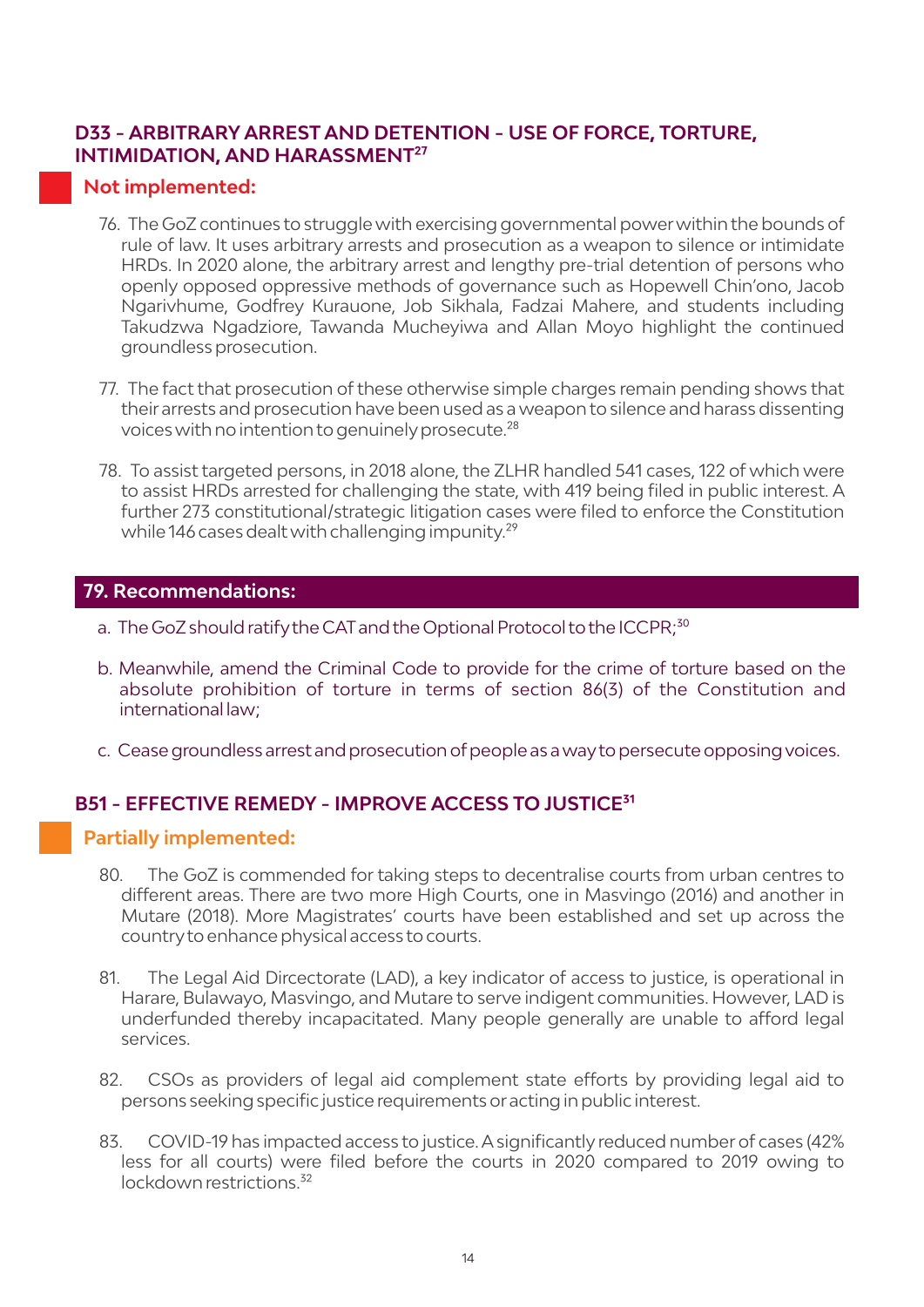## D33 - ARBITRARY ARREST AND DETENTION - USE OF FORCE, TORTURE, INTIMIDATION, AND HARASSMENT[27]

### Not implemented:

76. The GoZ continues to struggle with exercising governmental power within the bounds of rule of law. It uses arbitrary arrests and prosecution as a weapon to silence or intimidate HRDs. In 2020 alone, the arbitrary arrest and lengthy pre-trial detention of persons who openly opposed oppressive methods of governance such as Hopewell Chin'ono, Jacob Ngarivhume, Godfrey Kurauone, Job Sikhala, Fadzai Mahere, and students including Takudzwa Ngadziore, Tawanda Mucheyiwa and Allan Moyo highlight the continued groundless prosecution.

77. The fact that prosecution of these otherwise simple charges remain pending shows that their arrests and prosecution have been used as a weapon to silence and harass dissenting voices with no intention to genuinely prosecute.[28]

78. To assist targeted persons, in 2018 alone, the ZLHR handled 541 cases, 122 of which were to assist HRDs arrested for challenging the state, with 419 being filed in public interest. A further 273 constitutional/strategic litigation cases were filed to enforce the Constitution while 146 cases dealt with challenging impunity.[29]

### 79. Recommendations:

a. The GoZ should ratify the CAT and the Optional Protocol to the ICCPR;[30]

b. Meanwhile, amend the Criminal Code to provide for the crime of torture based on the absolute prohibition of torture in terms of section 86(3) of the Constitution and international law;

c. Cease groundless arrest and prosecution of people as a way to persecute opposing voices.

## B51 - EFFECTIVE REMEDY - IMPROVE ACCESS TO JUSTICE[31]

### Partially implemented:

80. The GoZ is commended for taking steps to decentralise courts from urban centres to different areas. There are two more High Courts, one in Masvingo (2016) and another in Mutare (2018). More Magistrates' courts have been established and set up across the country to enhance physical access to courts.

81. The Legal Aid Directorate (LAD), a key indicator of access to justice, is operational in Harare, Bulawayo, Masvingo, and Mutare to serve indigent communities. However, LAD is underfunded thereby incapacitated. Many people generally are unable to afford legal services.

82. CSOs as providers of legal aid complement state efforts by providing legal aid to persons seeking specific justice requirements or acting in public interest.

83. COVID-19 has impacted access to justice. A significantly reduced number of cases (42% less for all courts) were filed before the courts in 2020 compared to 2019 owing to lockdown restrictions.[32]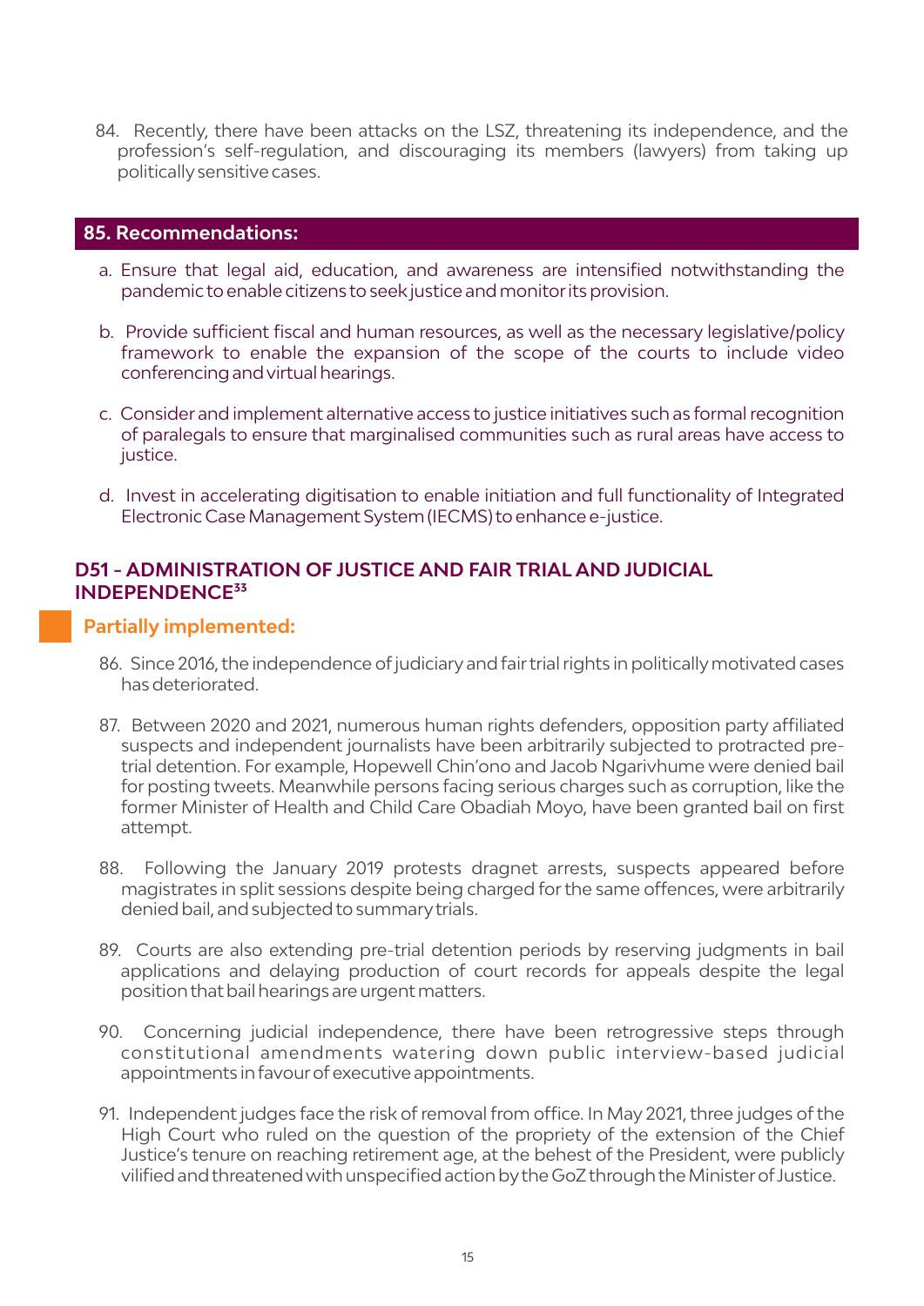84. Recently, there have been attacks on the LSZ, threatening its independence, and the profession's self-regulation, and discouraging its members (lawyers) from taking up politically sensitive cases.

### 85. Recommendations:

a. Ensure that legal aid, education, and awareness are intensified notwithstanding the pandemic to enable citizens to seek justice and monitor its provision.

b. Provide sufficient fiscal and human resources, as well as the necessary legislative/policy framework to enable the expansion of the scope of the courts to include video conferencing and virtual hearings.

c. Consider and implement alternative access to justice initiatives such as formal recognition of paralegals to ensure that marginalised communities such as rural areas have access to justice.

d. Invest in accelerating digitisation to enable initiation and full functionality of Integrated Electronic Case Management System (IECMS) to enhance e-justice.

## D51 – ADMINISTRATION OF JUSTICE AND FAIR TRIAL AND JUDICIAL INDEPENDENCE[33]

**Partially implemented:**

86. Since 2016, the independence of judiciary and fair trial rights in politically motivated cases has deteriorated.

87. Between 2020 and 2021, numerous human rights defenders, opposition party affiliated suspects and independent journalists have been arbitrarily subjected to protracted pre-trial detention. For example, Hopewell Chin'ono and Jacob Ngarivhume were denied bail for posting tweets. Meanwhile persons facing serious charges such as corruption, like the former Minister of Health and Child Care Obadiah Moyo, have been granted bail on first attempt.

88. Following the January 2019 protests dragnet arrests, suspects appeared before magistrates in split sessions despite being charged for the same offences, were arbitrarily denied bail, and subjected to summary trials.

89. Courts are also extending pre-trial detention periods by reserving judgments in bail applications and delaying production of court records for appeals despite the legal position that bail hearings are urgent matters.

90. Concerning judicial independence, there have been retrogressive steps through constitutional amendments watering down public interview-based judicial appointments in favour of executive appointments.

91. Independent judges face the risk of removal from office. In May 2021, three judges of the High Court who ruled on the question of the propriety of the extension of the Chief Justice's tenure on reaching retirement age, at the behest of the President, were publicly vilified and threatened with unspecified action by the GoZ through the Minister of Justice.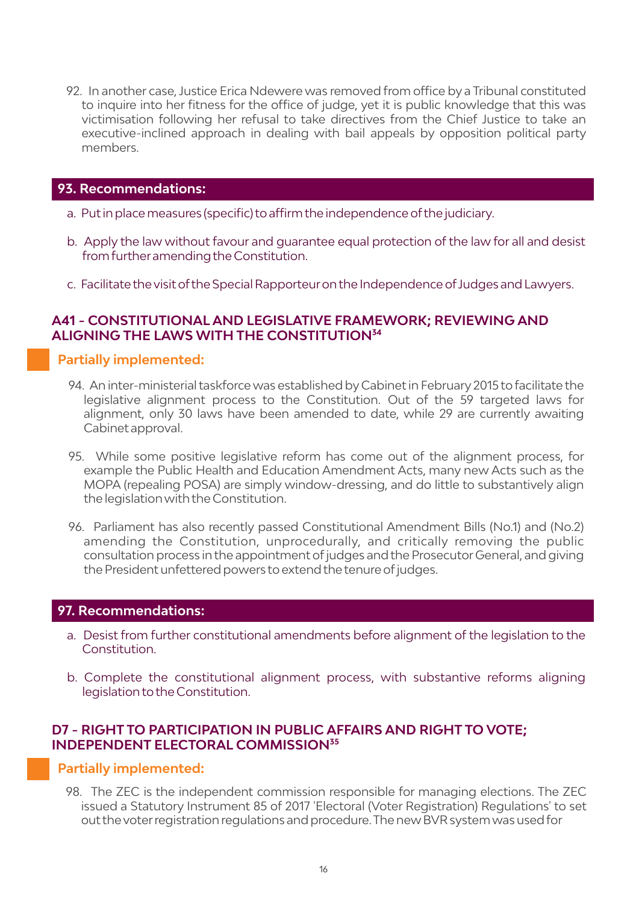92. In another case, Justice Erica Ndewere was removed from office by a Tribunal constituted to inquire into her fitness for the office of judge, yet it is public knowledge that this was victimisation following her refusal to take directives from the Chief Justice to take an executive-inclined approach in dealing with bail appeals by opposition political party members.

**93. Recommendations:**

a. Put in place measures (specific) to affirm the independence of the judiciary.

b. Apply the law without favour and guarantee equal protection of the law for all and desist from further amending the Constitution.

c. Facilitate the visit of the Special Rapporteur on the Independence of Judges and Lawyers.

## A41 - CONSTITUTIONAL AND LEGISLATIVE FRAMEWORK; REVIEWING AND ALIGNING THE LAWS WITH THE CONSTITUTION[34]

### Partially implemented:

94. An inter-ministerial taskforce was established by Cabinet in February 2015 to facilitate the legislative alignment process to the Constitution. Out of the 59 targeted laws for alignment, only 30 laws have been amended to date, while 29 are currently awaiting Cabinet approval.

95. While some positive legislative reform has come out of the alignment process, for example the Public Health and Education Amendment Acts, many new Acts such as the MOPA (repealing POSA) are simply window-dressing, and do little to substantively align the legislation with the Constitution.

96. Parliament has also recently passed Constitutional Amendment Bills (No.1) and (No.2) amending the Constitution, unprocedurally, and critically removing the public consultation process in the appointment of judges and the Prosecutor General, and giving the President unfettered powers to extend the tenure of judges.

**97. Recommendations:**

a. Desist from further constitutional amendments before alignment of the legislation to the Constitution.

b. Complete the constitutional alignment process, with substantive reforms aligning legislation to the Constitution.

## D7 - RIGHT TO PARTICIPATION IN PUBLIC AFFAIRS AND RIGHT TO VOTE; INDEPENDENT ELECTORAL COMMISSION[35]

### Partially implemented:

98. The ZEC is the independent commission responsible for managing elections. The ZEC issued a Statutory Instrument 85 of 2017 'Electoral (Voter Registration) Regulations' to set out the voter registration regulations and procedure. The new BVR system was used for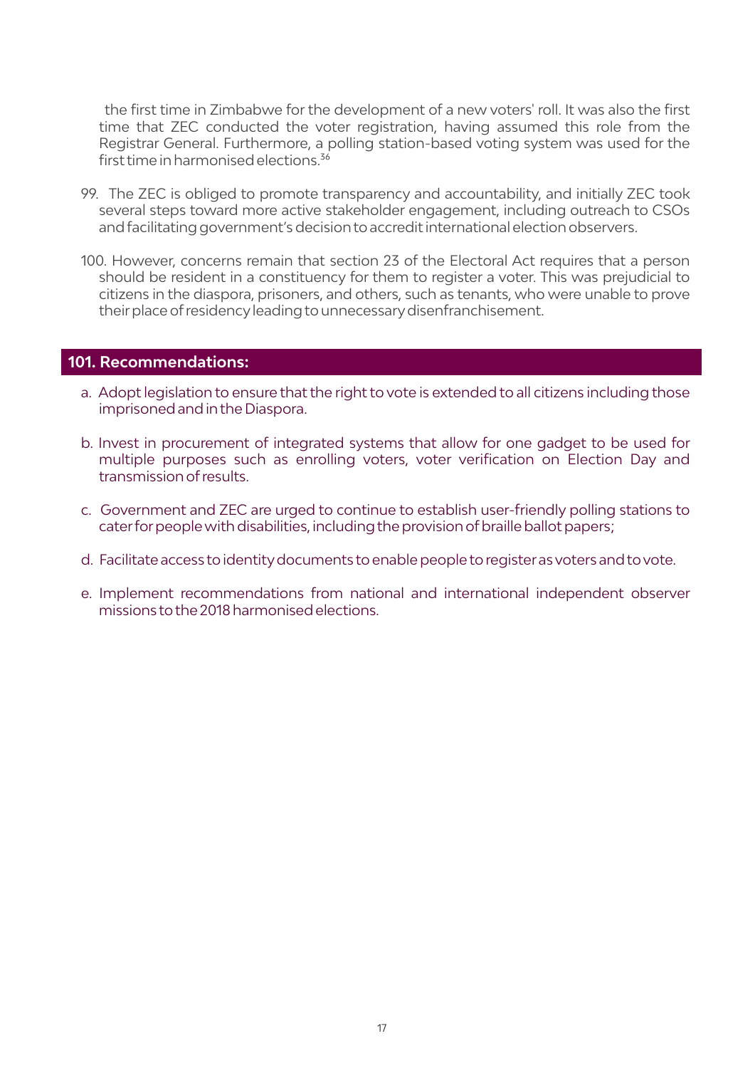the first time in Zimbabwe for the development of a new voters' roll. It was also the first time that ZEC conducted the voter registration, having assumed this role from the Registrar General. Furthermore, a polling station-based voting system was used for the first time in harmonised elections.[36]

99. The ZEC is obliged to promote transparency and accountability, and initially ZEC took several steps toward more active stakeholder engagement, including outreach to CSOs and facilitating government's decision to accredit international election observers.

100. However, concerns remain that section 23 of the Electoral Act requires that a person should be resident in a constituency for them to register a voter. This was prejudicial to citizens in the diaspora, prisoners, and others, such as tenants, who were unable to prove their place of residency leading to unnecessary disenfranchisement.

## 101. Recommendations:

a. Adopt legislation to ensure that the right to vote is extended to all citizens including those imprisoned and in the Diaspora.

b. Invest in procurement of integrated systems that allow for one gadget to be used for multiple purposes such as enrolling voters, voter verification on Election Day and transmission of results.

c. Government and ZEC are urged to continue to establish user-friendly polling stations to cater for people with disabilities, including the provision of braille ballot papers;

d. Facilitate access to identity documents to enable people to register as voters and to vote.

e. Implement recommendations from national and international independent observer missions to the 2018 harmonised elections.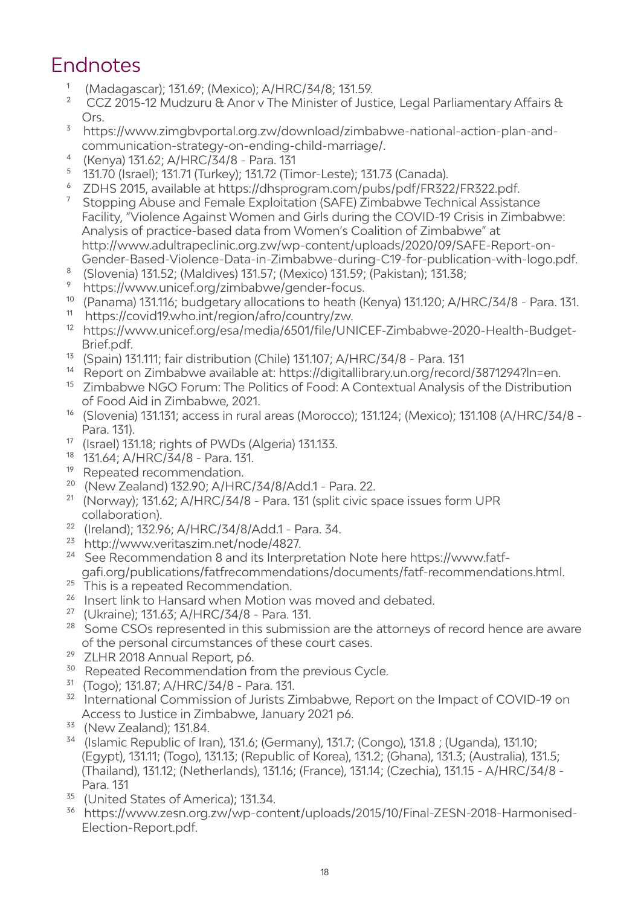# Endnotes

1. (Madagascar); 131.69; (Mexico); A/HRC/34/8; 131.59.
2. CCZ 2015-12 Mudzuru & Anor v The Minister of Justice, Legal Parliamentary Affairs & Ors.
3. https://www.zimgbvportal.org.zw/download/zimbabwe-national-action-plan-and-communication-strategy-on-ending-child-marriage/.
4. (Kenya) 131.62; A/HRC/34/8 - Para. 131
5. 131.70 (Israel); 131.71 (Turkey); 131.72 (Timor-Leste); 131.73 (Canada).
6. ZDHS 2015, available at https://dhsprogram.com/pubs/pdf/FR322/FR322.pdf.
7. Stopping Abuse and Female Exploitation (SAFE) Zimbabwe Technical Assistance Facility, "Violence Against Women and Girls during the COVID-19 Crisis in Zimbabwe: Analysis of practice-based data from Women's Coalition of Zimbabwe" at http://www.adultrapeclinic.org.zw/wp-content/uploads/2020/09/SAFE-Report-on-Gender-Based-Violence-Data-in-Zimbabwe-during-C19-for-publication-with-logo.pdf.
8. (Slovenia) 131.52; (Maldives) 131.57; (Mexico) 131.59; (Pakistan); 131.38;
9. https://www.unicef.org/zimbabwe/gender-focus.
10. (Panama) 131.116; budgetary allocations to heath (Kenya) 131.120; A/HRC/34/8 - Para. 131.
11. https://covid19.who.int/region/afro/country/zw.
12. https://www.unicef.org/esa/media/6501/file/UNICEF-Zimbabwe-2020-Health-Budget-Brief.pdf.
13. (Spain) 131.111; fair distribution (Chile) 131.107; A/HRC/34/8 - Para. 131
14. Report on Zimbabwe available at: https://digitallibrary.un.org/record/3871294?ln=en.
15. Zimbabwe NGO Forum: The Politics of Food: A Contextual Analysis of the Distribution of Food Aid in Zimbabwe, 2021.
16. (Slovenia) 131.131; access in rural areas (Morocco); 131.124; (Mexico); 131.108 (A/HRC/34/8 - Para. 131).
17. (Israel) 131.18; rights of PWDs (Algeria) 131.133.
18. 131.64; A/HRC/34/8 - Para. 131.
19. Repeated recommendation.
20. (New Zealand) 132.90; A/HRC/34/8/Add.1 - Para. 22.
21. (Norway); 131.62; A/HRC/34/8 - Para. 131 (split civic space issues form UPR collaboration).
22. (Ireland); 132.96; A/HRC/34/8/Add.1 - Para. 34.
23. http://www.veritaszim.net/node/4827.
24. See Recommendation 8 and its Interpretation Note here https://www.fatf-gafi.org/publications/fatfrecommendations/documents/fatf-recommendations.html.
25. This is a repeated Recommendation.
26. Insert link to Hansard when Motion was moved and debated.
27. (Ukraine); 131.63; A/HRC/34/8 - Para. 131.
28. Some CSOs represented in this submission are the attorneys of record hence are aware of the personal circumstances of these court cases.
29. ZLHR 2018 Annual Report, p6.
30. Repeated Recommendation from the previous Cycle.
31. (Togo); 131.87; A/HRC/34/8 - Para. 131.
32. International Commission of Jurists Zimbabwe, Report on the Impact of COVID-19 on Access to Justice in Zimbabwe, January 2021 p6.
33. (New Zealand); 131.84.
34. (Islamic Republic of Iran), 131.6; (Germany), 131.7; (Congo), 131.8 ; (Uganda), 131.10; (Egypt), 131.11; (Togo), 131.13; (Republic of Korea), 131.2; (Ghana), 131.3; (Australia), 131.5; (Thailand), 131.12; (Netherlands), 131.16; (France), 131.14; (Czechia), 131.15 - A/HRC/34/8 - Para. 131
35. (United States of America); 131.34.
36. https://www.zesn.org.zw/wp-content/uploads/2015/10/Final-ZESN-2018-Harmonised-Election-Report.pdf.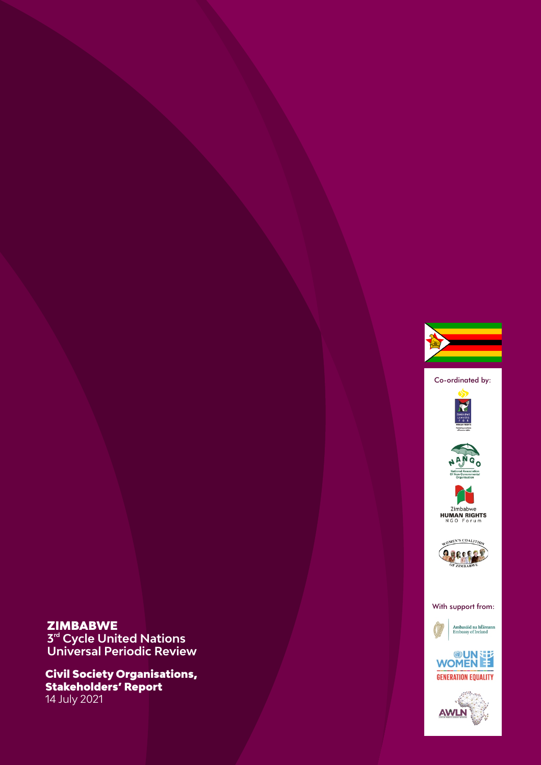Co-ordinated by:

With support from:

**ZIMBABWE**
3rd Cycle United Nations
Universal Periodic Review

**Civil Society Organisations, Stakeholders' Report**
14 July 2021